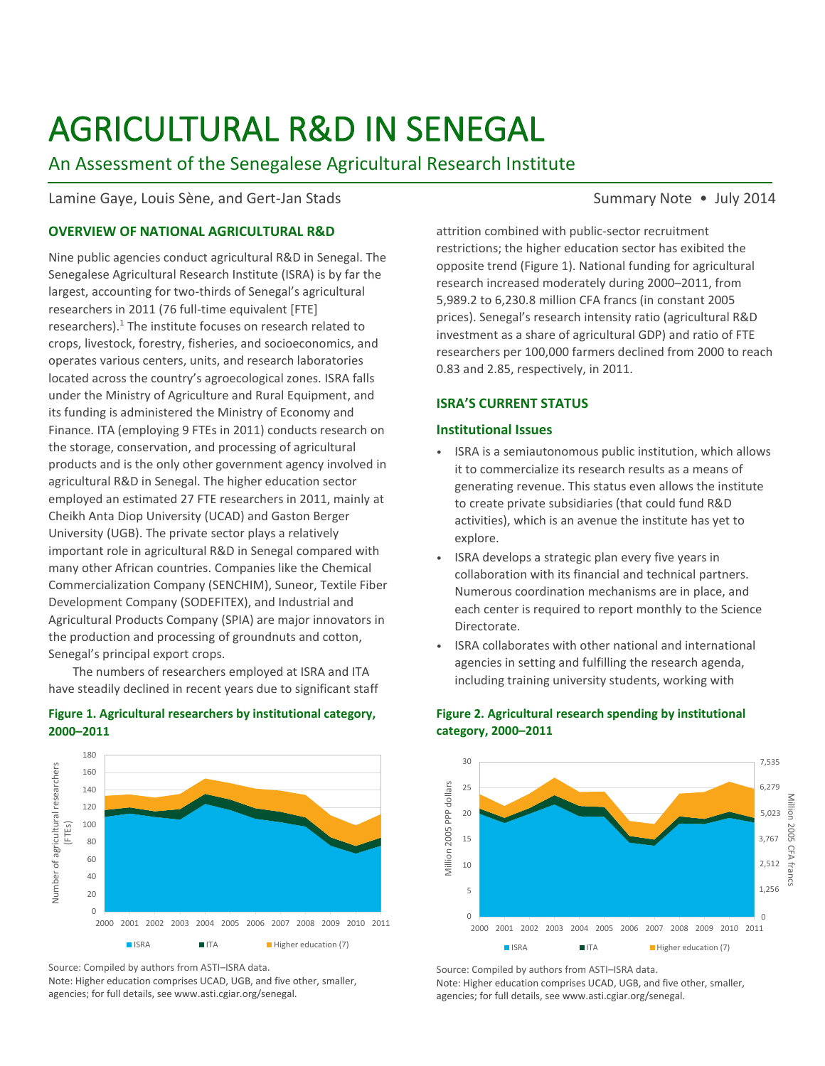# AGRICULTURAL R&D IN SENEGAL

## An Assessment of the Senegalese Agricultural Research Institute

Lamine Gaye, Louis Sène, and Gert-Jan Stads

Summary Note • July 2014

### OVERVIEW OF NATIONAL AGRICULTURAL R&D

Nine public agencies conduct agricultural R&D in Senegal. The Senegalese Agricultural Research Institute (ISRA) is by far the largest, accounting for two-thirds of Senegal's agricultural researchers in 2011 (76 full-time equivalent [FTE] researchers).[1] The institute focuses on research related to crops, livestock, forestry, fisheries, and socioeconomics, and operates various centers, units, and research laboratories located across the country's agroecological zones. ISRA falls under the Ministry of Agriculture and Rural Equipment, and its funding is administered the Ministry of Economy and Finance. ITA (employing 9 FTEs in 2011) conducts research on the storage, conservation, and processing of agricultural products and is the only other government agency involved in agricultural R&D in Senegal. The higher education sector employed an estimated 27 FTE researchers in 2011, mainly at Cheikh Anta Diop University (UCAD) and Gaston Berger University (UGB). The private sector plays a relatively important role in agricultural R&D in Senegal compared with many other African countries. Companies like the Chemical Commercialization Company (SENCHIM), Suneor, Textile Fiber Development Company (SODEFITEX), and Industrial and Agricultural Products Company (SPIA) are major innovators in the production and processing of groundnuts and cotton, Senegal's principal export crops.

The numbers of researchers employed at ISRA and ITA have steadily declined in recent years due to significant staff attrition combined with public-sector recruitment restrictions; the higher education sector has exibited the opposite trend (Figure 1). National funding for agricultural research increased moderately during 2000–2011, from 5,989.2 to 6,230.8 million CFA francs (in constant 2005 prices). Senegal's research intensity ratio (agricultural R&D investment as a share of agricultural GDP) and ratio of FTE researchers per 100,000 farmers declined from 2000 to reach 0.83 and 2.85, respectively, in 2011.

**Figure 1. Agricultural researchers by institutional category, 2000–2011**

Source: Compiled by authors from ASTI–ISRA data.
Note: Higher education comprises UCAD, UGB, and five other, smaller, agencies; for full details, see www.asti.cgiar.org/senegal.

### ISRA'S CURRENT STATUS

#### Institutional Issues

- ISRA is a semiautonomous public institution, which allows it to commercialize its research results as a means of generating revenue. This status even allows the institute to create private subsidiaries (that could fund R&D activities), which is an avenue the institute has yet to explore.
- ISRA develops a strategic plan every five years in collaboration with its financial and technical partners. Numerous coordination mechanisms are in place, and each center is required to report monthly to the Science Directorate.
- ISRA collaborates with other national and international agencies in setting and fulfilling the research agenda, including training university students, working with

**Figure 2. Agricultural research spending by institutional category, 2000–2011**

Source: Compiled by authors from ASTI–ISRA data.
Note: Higher education comprises UCAD, UGB, and five other, smaller, agencies; for full details, see www.asti.cgiar.org/senegal.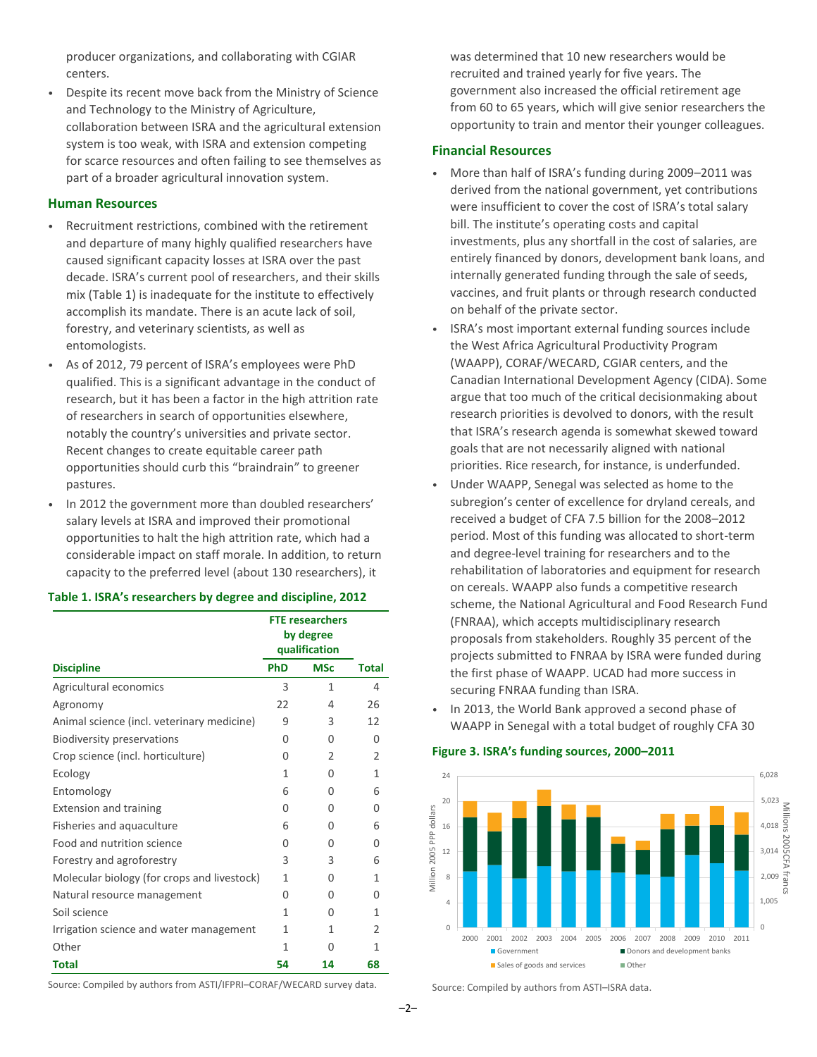producer organizations, and collaborating with CGIAR centers.

- Despite its recent move back from the Ministry of Science and Technology to the Ministry of Agriculture, collaboration between ISRA and the agricultural extension system is too weak, with ISRA and extension competing for scarce resources and often failing to see themselves as part of a broader agricultural innovation system.

## Human Resources

- Recruitment restrictions, combined with the retirement and departure of many highly qualified researchers have caused significant capacity losses at ISRA over the past decade. ISRA's current pool of researchers, and their skills mix (Table 1) is inadequate for the institute to effectively accomplish its mandate. There is an acute lack of soil, forestry, and veterinary scientists, as well as entomologists.
- As of 2012, 79 percent of ISRA's employees were PhD qualified. This is a significant advantage in the conduct of research, but it has been a factor in the high attrition rate of researchers in search of opportunities elsewhere, notably the country's universities and private sector. Recent changes to create equitable career path opportunities should curb this "braindrain" to greener pastures.
- In 2012 the government more than doubled researchers' salary levels at ISRA and improved their promotional opportunities to halt the high attrition rate, which had a considerable impact on staff morale. In addition, to return capacity to the preferred level (about 130 researchers), it was determined that 10 new researchers would be recruited and trained yearly for five years. The government also increased the official retirement age from 60 to 65 years, which will give senior researchers the opportunity to train and mentor their younger colleagues.

**Table 1. ISRA's researchers by degree and discipline, 2012**

| Discipline | FTE researchers by degree qualification | | |
|---|---|---|---|
| | PhD | MSc | Total |
| Agricultural economics | 3 | 1 | 4 |
| Agronomy | 22 | 4 | 26 |
| Animal science (incl. veterinary medicine) | 9 | 3 | 12 |
| Biodiversity preservations | 0 | 0 | 0 |
| Crop science (incl. horticulture) | 0 | 2 | 2 |
| Ecology | 1 | 0 | 1 |
| Entomology | 6 | 0 | 6 |
| Extension and training | 0 | 0 | 0 |
| Fisheries and aquaculture | 6 | 0 | 6 |
| Food and nutrition science | 0 | 0 | 0 |
| Forestry and agroforestry | 3 | 3 | 6 |
| Molecular biology (for crops and livestock) | 1 | 0 | 1 |
| Natural resource management | 0 | 0 | 0 |
| Soil science | 1 | 0 | 1 |
| Irrigation science and water management | 1 | 1 | 2 |
| Other | 1 | 0 | 1 |
| **Total** | **54** | **14** | **68** |

Source: Compiled by authors from ASTI/IFPRI–CORAF/WECARD survey data.

## Financial Resources

- More than half of ISRA's funding during 2009–2011 was derived from the national government, yet contributions were insufficient to cover the cost of ISRA's total salary bill. The institute's operating costs and capital investments, plus any shortfall in the cost of salaries, are entirely financed by donors, development bank loans, and internally generated funding through the sale of seeds, vaccines, and fruit plants or through research conducted on behalf of the private sector.
- ISRA's most important external funding sources include the West Africa Agricultural Productivity Program (WAAPP), CORAF/WECARD, CGIAR centers, and the Canadian International Development Agency (CIDA). Some argue that too much of the critical decisionmaking about research priorities is devolved to donors, with the result that ISRA's research agenda is somewhat skewed toward goals that are not necessarily aligned with national priorities. Rice research, for instance, is underfunded.
- Under WAAPP, Senegal was selected as home to the subregion's center of excellence for dryland cereals, and received a budget of CFA 7.5 billion for the 2008–2012 period. Most of this funding was allocated to short-term and degree-level training for researchers and to the rehabilitation of laboratories and equipment for research on cereals. WAAPP also funds a competitive research scheme, the National Agricultural and Food Research Fund (FNRAA), which accepts multidisciplinary research proposals from stakeholders. Roughly 35 percent of the projects submitted to FNRAA by ISRA were funded during the first phase of WAAPP. UCAD had more success in securing FNRAA funding than ISRA.
- In 2013, the World Bank approved a second phase of WAAPP in Senegal with a total budget of roughly CFA 30

**Figure 3. ISRA's funding sources, 2000–2011**

Source: Compiled by authors from ASTI–ISRA data.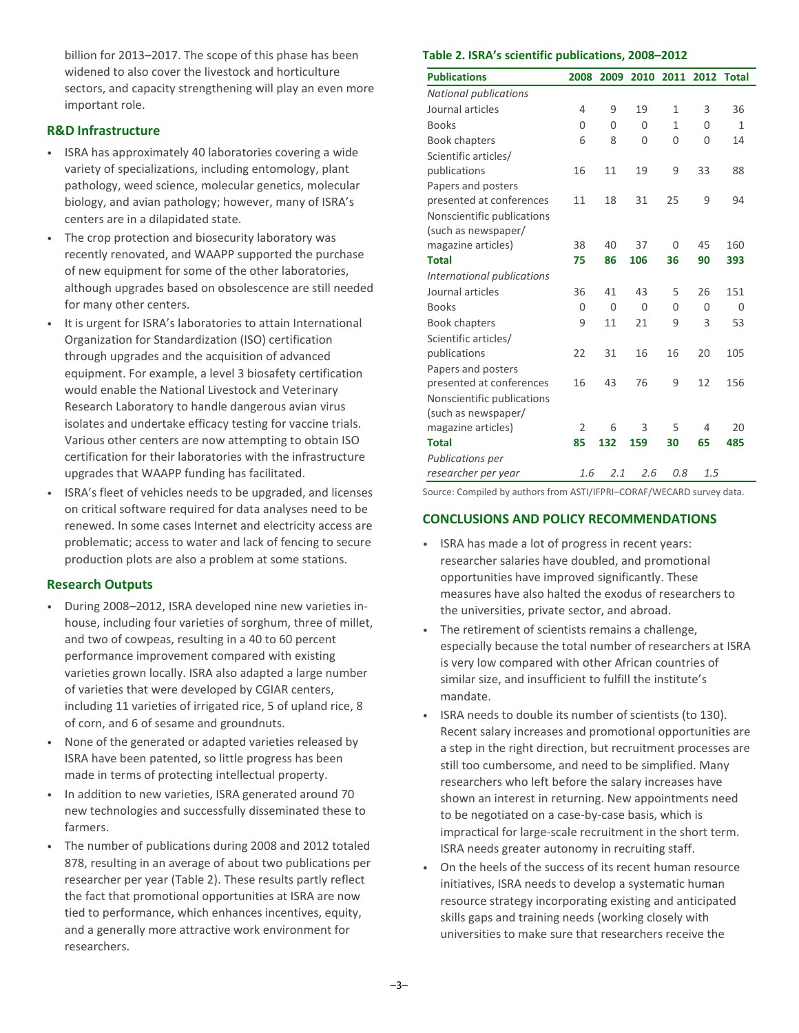billion for 2013–2017. The scope of this phase has been widened to also cover the livestock and horticulture sectors, and capacity strengthening will play an even more important role.

## R&D Infrastructure

- ISRA has approximately 40 laboratories covering a wide variety of specializations, including entomology, plant pathology, weed science, molecular genetics, molecular biology, and avian pathology; however, many of ISRA's centers are in a dilapidated state.
- The crop protection and biosecurity laboratory was recently renovated, and WAAPP supported the purchase of new equipment for some of the other laboratories, although upgrades based on obsolescence are still needed for many other centers.
- It is urgent for ISRA's laboratories to attain International Organization for Standardization (ISO) certification through upgrades and the acquisition of advanced equipment. For example, a level 3 biosafety certification would enable the National Livestock and Veterinary Research Laboratory to handle dangerous avian virus isolates and undertake efficacy testing for vaccine trials. Various other centers are now attempting to obtain ISO certification for their laboratories with the infrastructure upgrades that WAAPP funding has facilitated.
- ISRA's fleet of vehicles needs to be upgraded, and licenses on critical software required for data analyses need to be renewed. In some cases Internet and electricity access are problematic; access to water and lack of fencing to secure production plots are also a problem at some stations.

## Research Outputs

- During 2008–2012, ISRA developed nine new varieties in-house, including four varieties of sorghum, three of millet, and two of cowpeas, resulting in a 40 to 60 percent performance improvement compared with existing varieties grown locally. ISRA also adapted a large number of varieties that were developed by CGIAR centers, including 11 varieties of irrigated rice, 5 of upland rice, 8 of corn, and 6 of sesame and groundnuts.
- None of the generated or adapted varieties released by ISRA have been patented, so little progress has been made in terms of protecting intellectual property.
- In addition to new varieties, ISRA generated around 70 new technologies and successfully disseminated these to farmers.
- The number of publications during 2008 and 2012 totaled 878, resulting in an average of about two publications per researcher per year (Table 2). These results partly reflect the fact that promotional opportunities at ISRA are now tied to performance, which enhances incentives, equity, and a generally more attractive work environment for researchers.

**Table 2. ISRA's scientific publications, 2008–2012**

| Publications | 2008 | 2009 | 2010 | 2011 | 2012 | Total |
|---|---|---|---|---|---|---|
| *National publications* | | | | | | |
| Journal articles | 4 | 9 | 19 | 1 | 3 | 36 |
| Books | 0 | 0 | 0 | 1 | 0 | 1 |
| Book chapters | 6 | 8 | 0 | 0 | 0 | 14 |
| Scientific articles/ publications | 16 | 11 | 19 | 9 | 33 | 88 |
| Papers and posters presented at conferences | 11 | 18 | 31 | 25 | 9 | 94 |
| Nonscientific publications (such as newspaper/ magazine articles) | 38 | 40 | 37 | 0 | 45 | 160 |
| **Total** | **75** | **86** | **106** | **36** | **90** | **393** |
| *International publications* | | | | | | |
| Journal articles | 36 | 41 | 43 | 5 | 26 | 151 |
| Books | 0 | 0 | 0 | 0 | 0 | 0 |
| Book chapters | 9 | 11 | 21 | 9 | 3 | 53 |
| Scientific articles/ publications | 22 | 31 | 16 | 16 | 20 | 105 |
| Papers and posters presented at conferences | 16 | 43 | 76 | 9 | 12 | 156 |
| Nonscientific publications (such as newspaper/ magazine articles) | 2 | 6 | 3 | 5 | 4 | 20 |
| **Total** | **85** | **132** | **159** | **30** | **65** | **485** |
| *Publications per researcher per year* | *1.6* | *2.1* | *2.6* | *0.8* | *1.5* | |

Source: Compiled by authors from ASTI/IFPRI–CORAF/WECARD survey data.

## CONCLUSIONS AND POLICY RECOMMENDATIONS

- ISRA has made a lot of progress in recent years: researcher salaries have doubled, and promotional opportunities have improved significantly. These measures have also halted the exodus of researchers to the universities, private sector, and abroad.
- The retirement of scientists remains a challenge, especially because the total number of researchers at ISRA is very low compared with other African countries of similar size, and insufficient to fulfill the institute's mandate.
- ISRA needs to double its number of scientists (to 130). Recent salary increases and promotional opportunities are a step in the right direction, but recruitment processes are still too cumbersome, and need to be simplified. Many researchers who left before the salary increases have shown an interest in returning. New appointments need to be negotiated on a case-by-case basis, which is impractical for large-scale recruitment in the short term. ISRA needs greater autonomy in recruiting staff.
- On the heels of the success of its recent human resource initiatives, ISRA needs to develop a systematic human resource strategy incorporating existing and anticipated skills gaps and training needs (working closely with universities to make sure that researchers receive the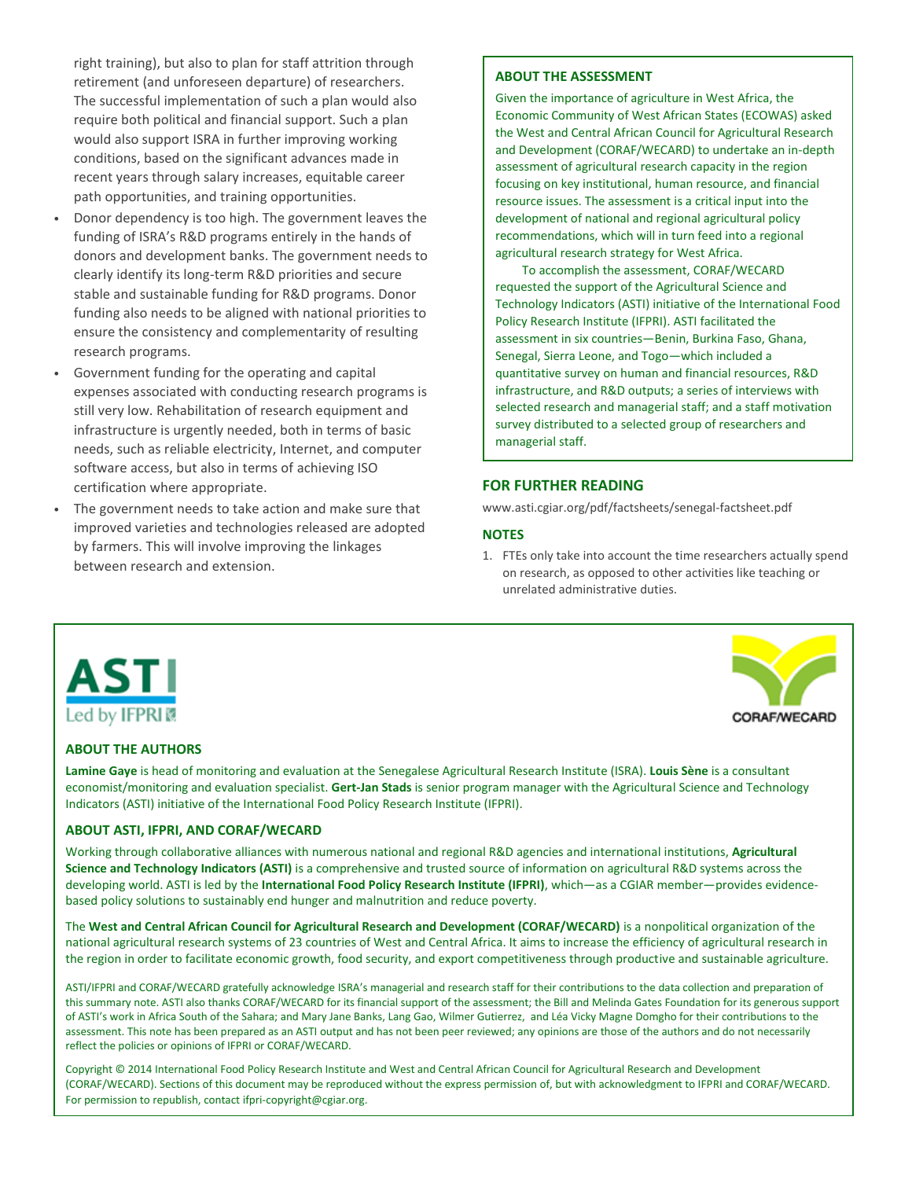right training), but also to plan for staff attrition through retirement (and unforeseen departure) of researchers. The successful implementation of such a plan would also require both political and financial support. Such a plan would also support ISRA in further improving working conditions, based on the significant advances made in recent years through salary increases, equitable career path opportunities, and training opportunities.

- Donor dependency is too high. The government leaves the funding of ISRA's R&D programs entirely in the hands of donors and development banks. The government needs to clearly identify its long-term R&D priorities and secure stable and sustainable funding for R&D programs. Donor funding also needs to be aligned with national priorities to ensure the consistency and complementarity of resulting research programs.
- Government funding for the operating and capital expenses associated with conducting research programs is still very low. Rehabilitation of research equipment and infrastructure is urgently needed, both in terms of basic needs, such as reliable electricity, Internet, and computer software access, but also in terms of achieving ISO certification where appropriate.
- The government needs to take action and make sure that improved varieties and technologies released are adopted by farmers. This will involve improving the linkages between research and extension.

## ABOUT THE ASSESSMENT

Given the importance of agriculture in West Africa, the Economic Community of West African States (ECOWAS) asked the West and Central African Council for Agricultural Research and Development (CORAF/WECARD) to undertake an in-depth assessment of agricultural research capacity in the region focusing on key institutional, human resource, and financial resource issues. The assessment is a critical input into the development of national and regional agricultural policy recommendations, which will in turn feed into a regional agricultural research strategy for West Africa.

To accomplish the assessment, CORAF/WECARD requested the support of the Agricultural Science and Technology Indicators (ASTI) initiative of the International Food Policy Research Institute (IFPRI). ASTI facilitated the assessment in six countries—Benin, Burkina Faso, Ghana, Senegal, Sierra Leone, and Togo—which included a quantitative survey on human and financial resources, R&D infrastructure, and R&D outputs; a series of interviews with selected research and managerial staff; and a staff motivation survey distributed to a selected group of researchers and managerial staff.

## FOR FURTHER READING

www.asti.cgiar.org/pdf/factsheets/senegal-factsheet.pdf

## NOTES

1. FTEs only take into account the time researchers actually spend on research, as opposed to other activities like teaching or unrelated administrative duties.

ASTI Led by IFPRI

CORAF/WECARD

## ABOUT THE AUTHORS

**Lamine Gaye** is head of monitoring and evaluation at the Senegalese Agricultural Research Institute (ISRA). **Louis Sène** is a consultant economist/monitoring and evaluation specialist. **Gert-Jan Stads** is senior program manager with the Agricultural Science and Technology Indicators (ASTI) initiative of the International Food Policy Research Institute (IFPRI).

## ABOUT ASTI, IFPRI, AND CORAF/WECARD

Working through collaborative alliances with numerous national and regional R&D agencies and international institutions, **Agricultural Science and Technology Indicators (ASTI)** is a comprehensive and trusted source of information on agricultural R&D systems across the developing world. ASTI is led by the **International Food Policy Research Institute (IFPRI)**, which—as a CGIAR member—provides evidence-based policy solutions to sustainably end hunger and malnutrition and reduce poverty.

The **West and Central African Council for Agricultural Research and Development (CORAF/WECARD)** is a nonpolitical organization of the national agricultural research systems of 23 countries of West and Central Africa. It aims to increase the efficiency of agricultural research in the region in order to facilitate economic growth, food security, and export competitiveness through productive and sustainable agriculture.

ASTI/IFPRI and CORAF/WECARD gratefully acknowledge ISRA's managerial and research staff for their contributions to the data collection and preparation of this summary note. ASTI also thanks CORAF/WECARD for its financial support of the assessment; the Bill and Melinda Gates Foundation for its generous support of ASTI's work in Africa South of the Sahara; and Mary Jane Banks, Lang Gao, Wilmer Gutierrez, and Léa Vicky Magne Domgho for their contributions to the assessment. This note has been prepared as an ASTI output and has not been peer reviewed; any opinions are those of the authors and do not necessarily reflect the policies or opinions of IFPRI or CORAF/WECARD.

Copyright © 2014 International Food Policy Research Institute and West and Central African Council for Agricultural Research and Development (CORAF/WECARD). Sections of this document may be reproduced without the express permission of, but with acknowledgment to IFPRI and CORAF/WECARD. For permission to republish, contact ifpri-copyright@cgiar.org.